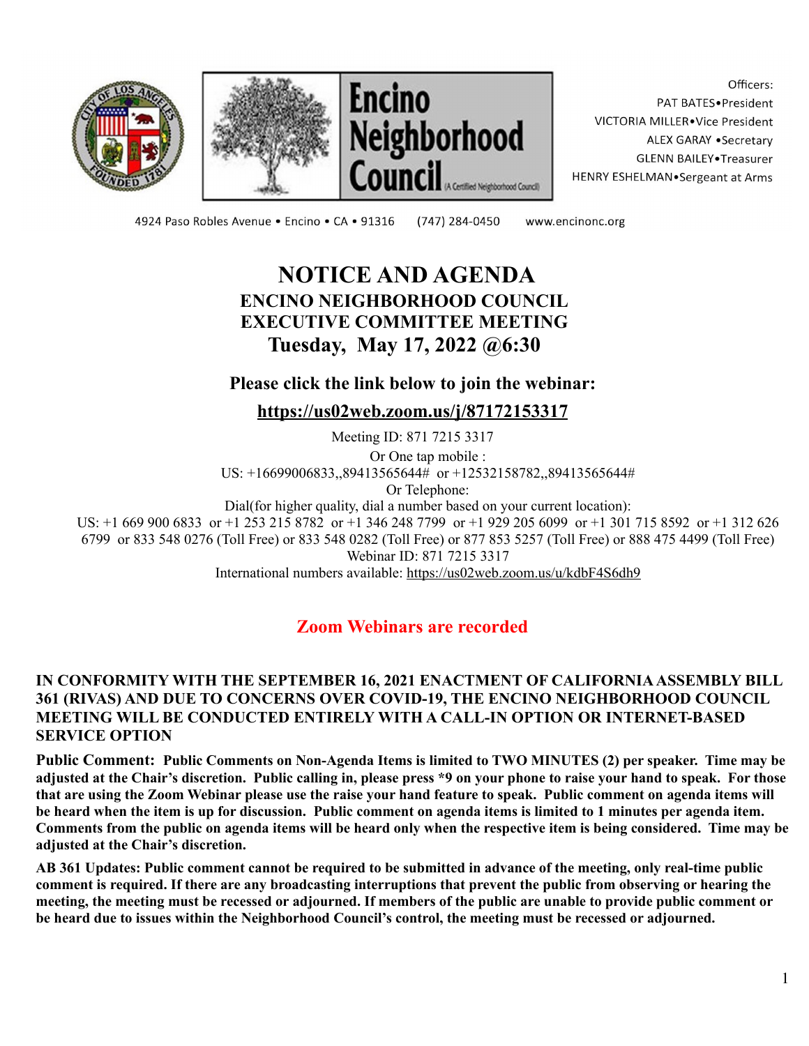Encino Neighborhood Council (A Certified Neighborhood Council)

Officers:
PAT BATES•President
VICTORIA MILLER•Vice President
ALEX GARAY •Secretary
GLENN BAILEY•Treasurer
HENRY ESHELMAN•Sergeant at Arms

4924 Paso Robles Avenue • Encino • CA • 91316 (747) 284-0450 www.encinonc.org

# NOTICE AND AGENDA

## ENCINO NEIGHBORHOOD COUNCIL
## EXECUTIVE COMMITTEE MEETING
## Tuesday, May 17, 2022 @6:30

### Please click the link below to join the webinar:

### https://us02web.zoom.us/j/87172153317

Meeting ID: 871 7215 3317
Or One tap mobile :
US: +16699006833,,89413565644# or +12532158782,,89413565644#
Or Telephone:
Dial(for higher quality, dial a number based on your current location):
US: +1 669 900 6833 or +1 253 215 8782 or +1 346 248 7799 or +1 929 205 6099 or +1 301 715 8592 or +1 312 626 6799 or 833 548 0276 (Toll Free) or 833 548 0282 (Toll Free) or 877 853 5257 (Toll Free) or 888 475 4499 (Toll Free)
Webinar ID: 871 7215 3317
International numbers available: https://us02web.zoom.us/u/kdbF4S6dh9

**Zoom Webinars are recorded**

**IN CONFORMITY WITH THE SEPTEMBER 16, 2021 ENACTMENT OF CALIFORNIA ASSEMBLY BILL 361 (RIVAS) AND DUE TO CONCERNS OVER COVID-19, THE ENCINO NEIGHBORHOOD COUNCIL MEETING WILL BE CONDUCTED ENTIRELY WITH A CALL-IN OPTION OR INTERNET-BASED SERVICE OPTION**

**Public Comment: Public Comments on Non-Agenda Items is limited to TWO MINUTES (2) per speaker. Time may be adjusted at the Chair's discretion. Public calling in, please press *9 on your phone to raise your hand to speak. For those that are using the Zoom Webinar please use the raise your hand feature to speak. Public comment on agenda items will be heard when the item is up for discussion. Public comment on agenda items is limited to 1 minutes per agenda item. Comments from the public on agenda items will be heard only when the respective item is being considered. Time may be adjusted at the Chair's discretion.**

**AB 361 Updates: Public comment cannot be required to be submitted in advance of the meeting, only real-time public comment is required. If there are any broadcasting interruptions that prevent the public from observing or hearing the meeting, the meeting must be recessed or adjourned. If members of the public are unable to provide public comment or be heard due to issues within the Neighborhood Council's control, the meeting must be recessed or adjourned.**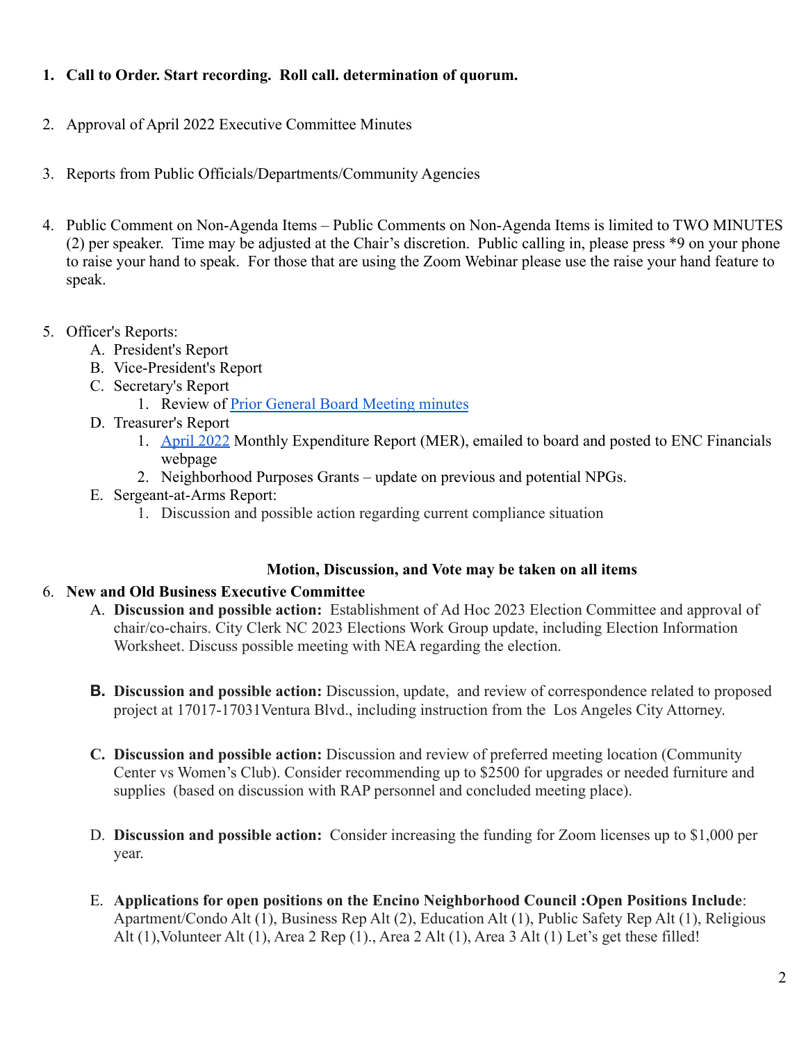1. **Call to Order. Start recording. Roll call. determination of quorum.**

2. Approval of April 2022 Executive Committee Minutes

3. Reports from Public Officials/Departments/Community Agencies

4. Public Comment on Non-Agenda Items – Public Comments on Non-Agenda Items is limited to TWO MINUTES (2) per speaker. Time may be adjusted at the Chair's discretion. Public calling in, please press *9 on your phone to raise your hand to speak. For those that are using the Zoom Webinar please use the raise your hand feature to speak.

5. Officer's Reports:
   A. President's Report
   B. Vice-President's Report
   C. Secretary's Report
      1. Review of Prior General Board Meeting minutes
   D. Treasurer's Report
      1. April 2022 Monthly Expenditure Report (MER), emailed to board and posted to ENC Financials webpage
      2. Neighborhood Purposes Grants – update on previous and potential NPGs.
   E. Sergeant-at-Arms Report:
      1. Discussion and possible action regarding current compliance situation

**Motion, Discussion, and Vote may be taken on all items**

6. **New and Old Business Executive Committee**
   A. **Discussion and possible action:** Establishment of Ad Hoc 2023 Election Committee and approval of chair/co-chairs. City Clerk NC 2023 Elections Work Group update, including Election Information Worksheet. Discuss possible meeting with NEA regarding the election.

   **B. Discussion and possible action:** Discussion, update, and review of correspondence related to proposed project at 17017-17031Ventura Blvd., including instruction from the Los Angeles City Attorney.

   **C. Discussion and possible action:** Discussion and review of preferred meeting location (Community Center vs Women's Club). Consider recommending up to $2500 for upgrades or needed furniture and supplies (based on discussion with RAP personnel and concluded meeting place).

   D. **Discussion and possible action:** Consider increasing the funding for Zoom licenses up to $1,000 per year.

   E. **Applications for open positions on the Encino Neighborhood Council :Open Positions Include**: Apartment/Condo Alt (1), Business Rep Alt (2), Education Alt (1), Public Safety Rep Alt (1), Religious Alt (1),Volunteer Alt (1), Area 2 Rep (1)., Area 2 Alt (1), Area 3 Alt (1) Let's get these filled!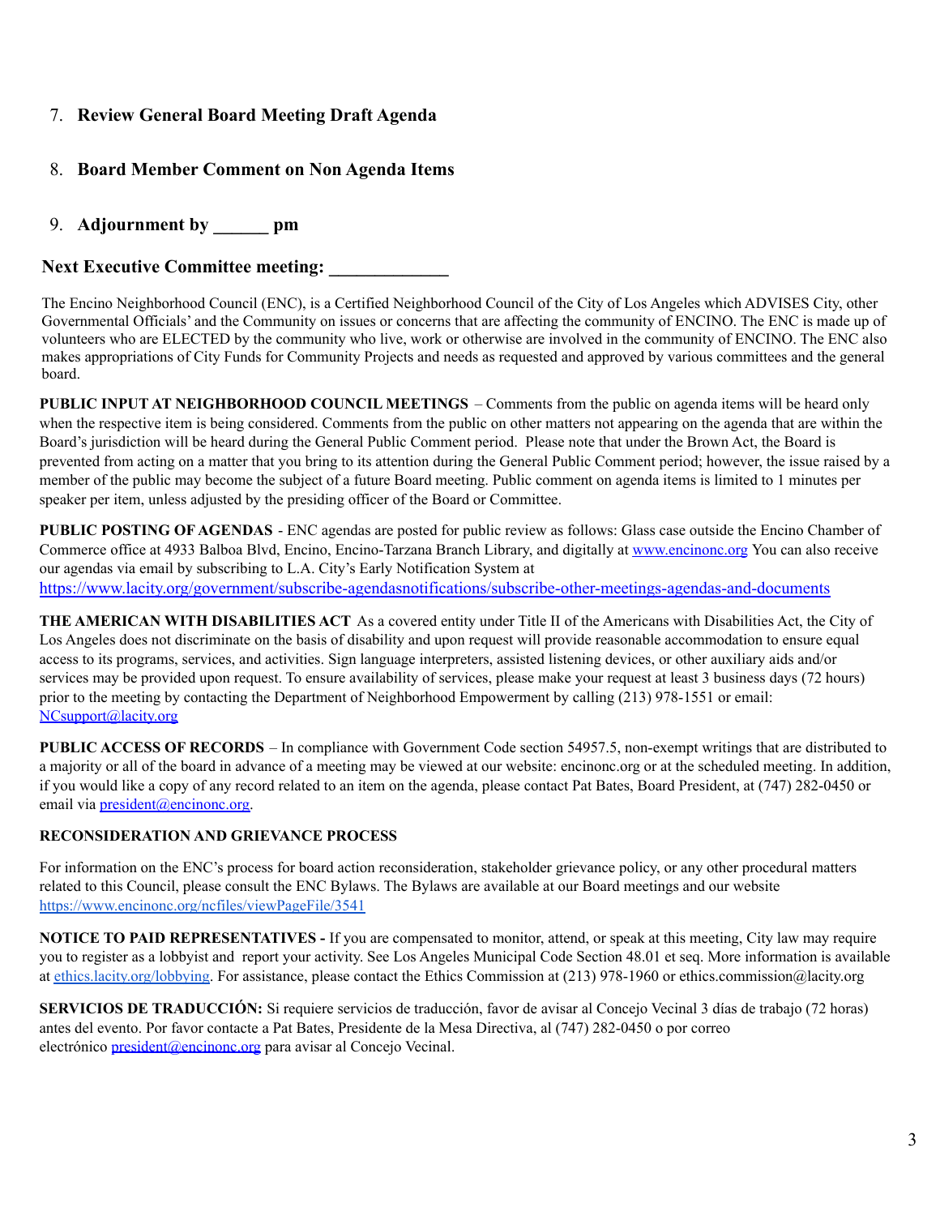7. **Review General Board Meeting Draft Agenda**

8. **Board Member Comment on Non Agenda Items**

9. **Adjournment by ______ pm**

**Next Executive Committee meeting: _____________**

The Encino Neighborhood Council (ENC), is a Certified Neighborhood Council of the City of Los Angeles which ADVISES City, other Governmental Officials' and the Community on issues or concerns that are affecting the community of ENCINO. The ENC is made up of volunteers who are ELECTED by the community who live, work or otherwise are involved in the community of ENCINO. The ENC also makes appropriations of City Funds for Community Projects and needs as requested and approved by various committees and the general board.

**PUBLIC INPUT AT NEIGHBORHOOD COUNCIL MEETINGS** – Comments from the public on agenda items will be heard only when the respective item is being considered. Comments from the public on other matters not appearing on the agenda that are within the Board's jurisdiction will be heard during the General Public Comment period. Please note that under the Brown Act, the Board is prevented from acting on a matter that you bring to its attention during the General Public Comment period; however, the issue raised by a member of the public may become the subject of a future Board meeting. Public comment on agenda items is limited to 1 minutes per speaker per item, unless adjusted by the presiding officer of the Board or Committee.

**PUBLIC POSTING OF AGENDAS** - ENC agendas are posted for public review as follows: Glass case outside the Encino Chamber of Commerce office at 4933 Balboa Blvd, Encino, Encino-Tarzana Branch Library, and digitally at www.encinonc.org You can also receive our agendas via email by subscribing to L.A. City's Early Notification System at https://www.lacity.org/government/subscribe-agendasnotifications/subscribe-other-meetings-agendas-and-documents

**THE AMERICAN WITH DISABILITIES ACT** As a covered entity under Title II of the Americans with Disabilities Act, the City of Los Angeles does not discriminate on the basis of disability and upon request will provide reasonable accommodation to ensure equal access to its programs, services, and activities. Sign language interpreters, assisted listening devices, or other auxiliary aids and/or services may be provided upon request. To ensure availability of services, please make your request at least 3 business days (72 hours) prior to the meeting by contacting the Department of Neighborhood Empowerment by calling (213) 978-1551 or email: NCsupport@lacity.org

**PUBLIC ACCESS OF RECORDS** – In compliance with Government Code section 54957.5, non-exempt writings that are distributed to a majority or all of the board in advance of a meeting may be viewed at our website: encinonc.org or at the scheduled meeting. In addition, if you would like a copy of any record related to an item on the agenda, please contact Pat Bates, Board President, at (747) 282-0450 or email via president@encinonc.org.

**RECONSIDERATION AND GRIEVANCE PROCESS**

For information on the ENC's process for board action reconsideration, stakeholder grievance policy, or any other procedural matters related to this Council, please consult the ENC Bylaws. The Bylaws are available at our Board meetings and our website https://www.encinonc.org/ncfiles/viewPageFile/3541

**NOTICE TO PAID REPRESENTATIVES -** If you are compensated to monitor, attend, or speak at this meeting, City law may require you to register as a lobbyist and report your activity. See Los Angeles Municipal Code Section 48.01 et seq. More information is available at ethics.lacity.org/lobbying. For assistance, please contact the Ethics Commission at (213) 978-1960 or ethics.commission@lacity.org

**SERVICIOS DE TRADUCCIÓN:** Si requiere servicios de traducción, favor de avisar al Concejo Vecinal 3 días de trabajo (72 horas) antes del evento. Por favor contacte a Pat Bates, Presidente de la Mesa Directiva, al (747) 282-0450 o por correo electrónico president@encinonc.org para avisar al Concejo Vecinal.